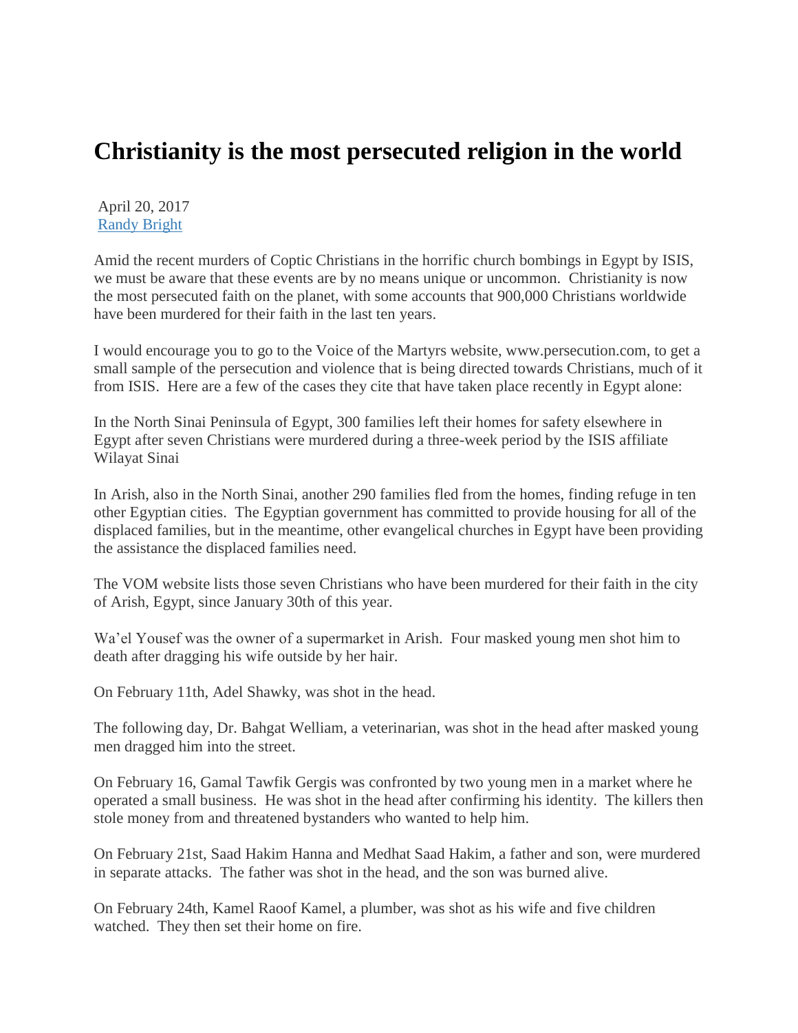# Christianity is the most persecuted religion in the world

April 20, 2017
Randy Bright

Amid the recent murders of Coptic Christians in the horrific church bombings in Egypt by ISIS, we must be aware that these events are by no means unique or uncommon. Christianity is now the most persecuted faith on the planet, with some accounts that 900,000 Christians worldwide have been murdered for their faith in the last ten years.

I would encourage you to go to the Voice of the Martyrs website, www.persecution.com, to get a small sample of the persecution and violence that is being directed towards Christians, much of it from ISIS. Here are a few of the cases they cite that have taken place recently in Egypt alone:

In the North Sinai Peninsula of Egypt, 300 families left their homes for safety elsewhere in Egypt after seven Christians were murdered during a three-week period by the ISIS affiliate Wilayat Sinai

In Arish, also in the North Sinai, another 290 families fled from the homes, finding refuge in ten other Egyptian cities. The Egyptian government has committed to provide housing for all of the displaced families, but in the meantime, other evangelical churches in Egypt have been providing the assistance the displaced families need.

The VOM website lists those seven Christians who have been murdered for their faith in the city of Arish, Egypt, since January 30th of this year.

Wa'el Yousef was the owner of a supermarket in Arish. Four masked young men shot him to death after dragging his wife outside by her hair.

On February 11th, Adel Shawky, was shot in the head.

The following day, Dr. Bahgat Welliam, a veterinarian, was shot in the head after masked young men dragged him into the street.

On February 16, Gamal Tawfik Gergis was confronted by two young men in a market where he operated a small business. He was shot in the head after confirming his identity. The killers then stole money from and threatened bystanders who wanted to help him.

On February 21st, Saad Hakim Hanna and Medhat Saad Hakim, a father and son, were murdered in separate attacks. The father was shot in the head, and the son was burned alive.

On February 24th, Kamel Raoof Kamel, a plumber, was shot as his wife and five children watched. They then set their home on fire.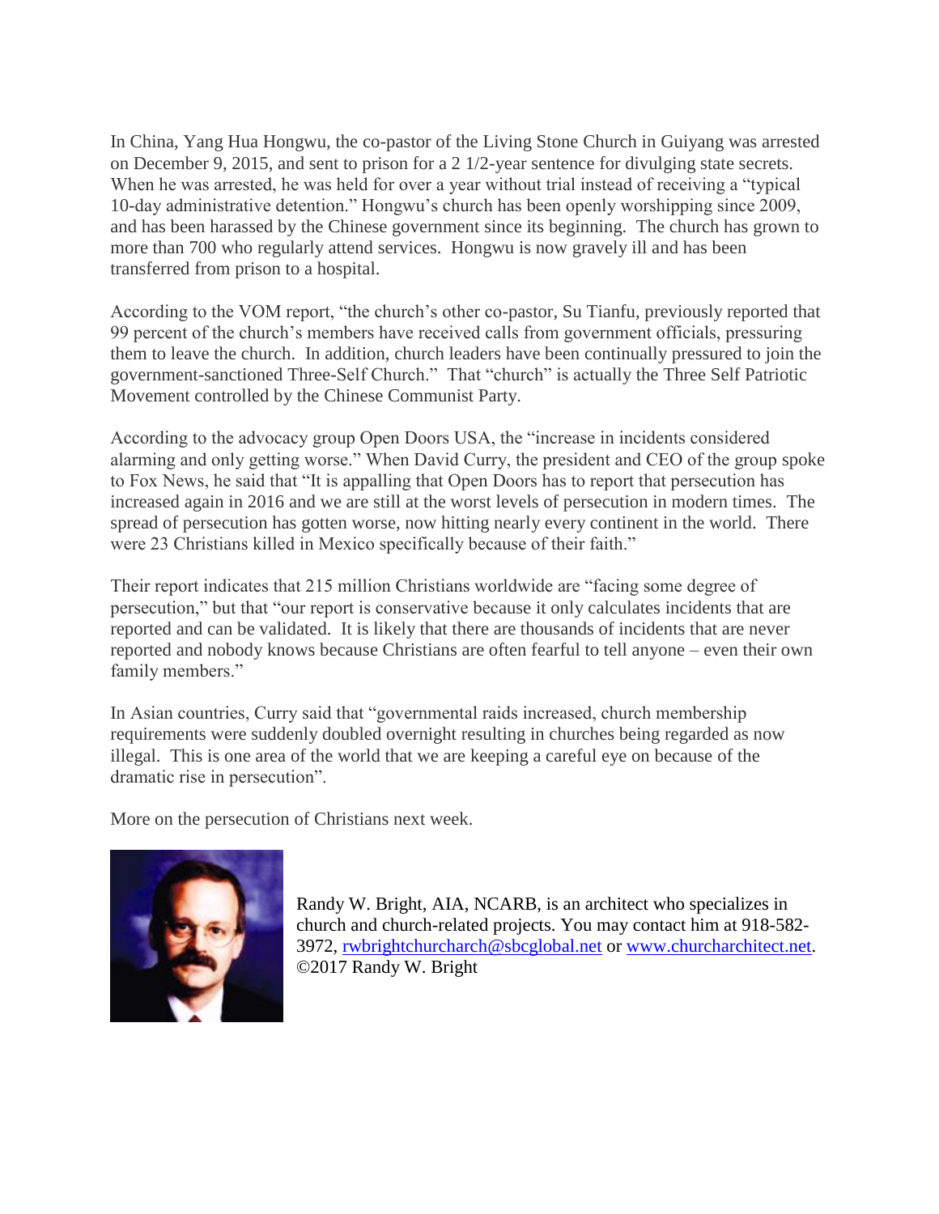In China, Yang Hua Hongwu, the co-pastor of the Living Stone Church in Guiyang was arrested on December 9, 2015, and sent to prison for a 2 1/2-year sentence for divulging state secrets. When he was arrested, he was held for over a year without trial instead of receiving a "typical 10-day administrative detention." Hongwu's church has been openly worshipping since 2009, and has been harassed by the Chinese government since its beginning. The church has grown to more than 700 who regularly attend services. Hongwu is now gravely ill and has been transferred from prison to a hospital.

According to the VOM report, "the church's other co-pastor, Su Tianfu, previously reported that 99 percent of the church's members have received calls from government officials, pressuring them to leave the church. In addition, church leaders have been continually pressured to join the government-sanctioned Three-Self Church." That "church" is actually the Three Self Patriotic Movement controlled by the Chinese Communist Party.

According to the advocacy group Open Doors USA, the "increase in incidents considered alarming and only getting worse." When David Curry, the president and CEO of the group spoke to Fox News, he said that "It is appalling that Open Doors has to report that persecution has increased again in 2016 and we are still at the worst levels of persecution in modern times. The spread of persecution has gotten worse, now hitting nearly every continent in the world. There were 23 Christians killed in Mexico specifically because of their faith."

Their report indicates that 215 million Christians worldwide are "facing some degree of persecution," but that "our report is conservative because it only calculates incidents that are reported and can be validated. It is likely that there are thousands of incidents that are never reported and nobody knows because Christians are often fearful to tell anyone – even their own family members."

In Asian countries, Curry said that "governmental raids increased, church membership requirements were suddenly doubled overnight resulting in churches being regarded as now illegal. This is one area of the world that we are keeping a careful eye on because of the dramatic rise in persecution".

More on the persecution of Christians next week.

Randy W. Bright, AIA, NCARB, is an architect who specializes in church and church-related projects. You may contact him at 918-582-3972, rwbrightchurcharch@sbcglobal.net or www.churcharchitect.net. ©2017 Randy W. Bright